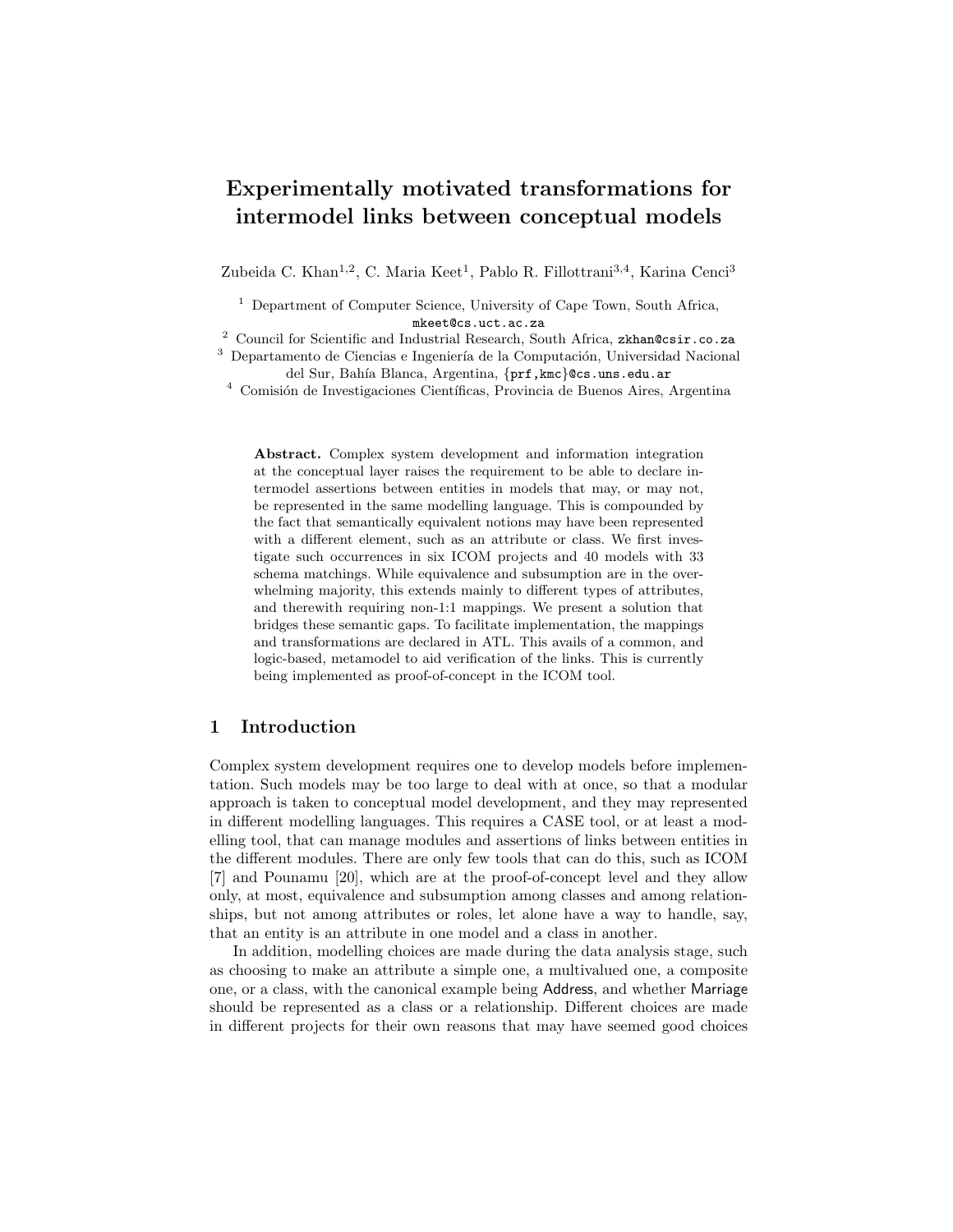// Title
# Experimentally motivated transformations for intermodel links between conceptual models

Zubeida C. Khan[1,2], C. Maria Keet[1], Pablo R. Fillottrani[3,4], Karina Cenci[3]

[1] Department of Computer Science, University of Cape Town, South Africa, mkeet@cs.uct.ac.za

[2] Council for Scientific and Industrial Research, South Africa, zkhan@csir.co.za

[3] Departamento de Ciencias e Ingeniería de la Computación, Universidad Nacional del Sur, Bahía Blanca, Argentina, {prf,kmc}@cs.uns.edu.ar

[4] Comisión de Investigaciones Científicas, Provincia de Buenos Aires, Argentina

**Abstract.** Complex system development and information integration at the conceptual layer raises the requirement to be able to declare intermodel assertions between entities in models that may, or may not, be represented in the same modelling language. This is compounded by the fact that semantically equivalent notions may have been represented with a different element, such as an attribute or class. We first investigate such occurrences in six ICOM projects and 40 models with 33 schema matchings. While equivalence and subsumption are in the overwhelming majority, this extends mainly to different types of attributes, and therewith requiring non-1:1 mappings. We present a solution that bridges these semantic gaps. To facilitate implementation, the mappings and transformations are declared in ATL. This avails of a common, and logic-based, metamodel to aid verification of the links. This is currently being implemented as proof-of-concept in the ICOM tool.

## 1 Introduction

Complex system development requires one to develop models before implementation. Such models may be too large to deal with at once, so that a modular approach is taken to conceptual model development, and they may represented in different modelling languages. This requires a CASE tool, or at least a modelling tool, that can manage modules and assertions of links between entities in the different modules. There are only few tools that can do this, such as ICOM [7] and Pounamu [20], which are at the proof-of-concept level and they allow only, at most, equivalence and subsumption among classes and among relationships, but not among attributes or roles, let alone have a way to handle, say, that an entity is an attribute in one model and a class in another.

In addition, modelling choices are made during the data analysis stage, such as choosing to make an attribute a simple one, a multivalued one, a composite one, or a class, with the canonical example being Address, and whether Marriage should be represented as a class or a relationship. Different choices are made in different projects for their own reasons that may have seemed good choices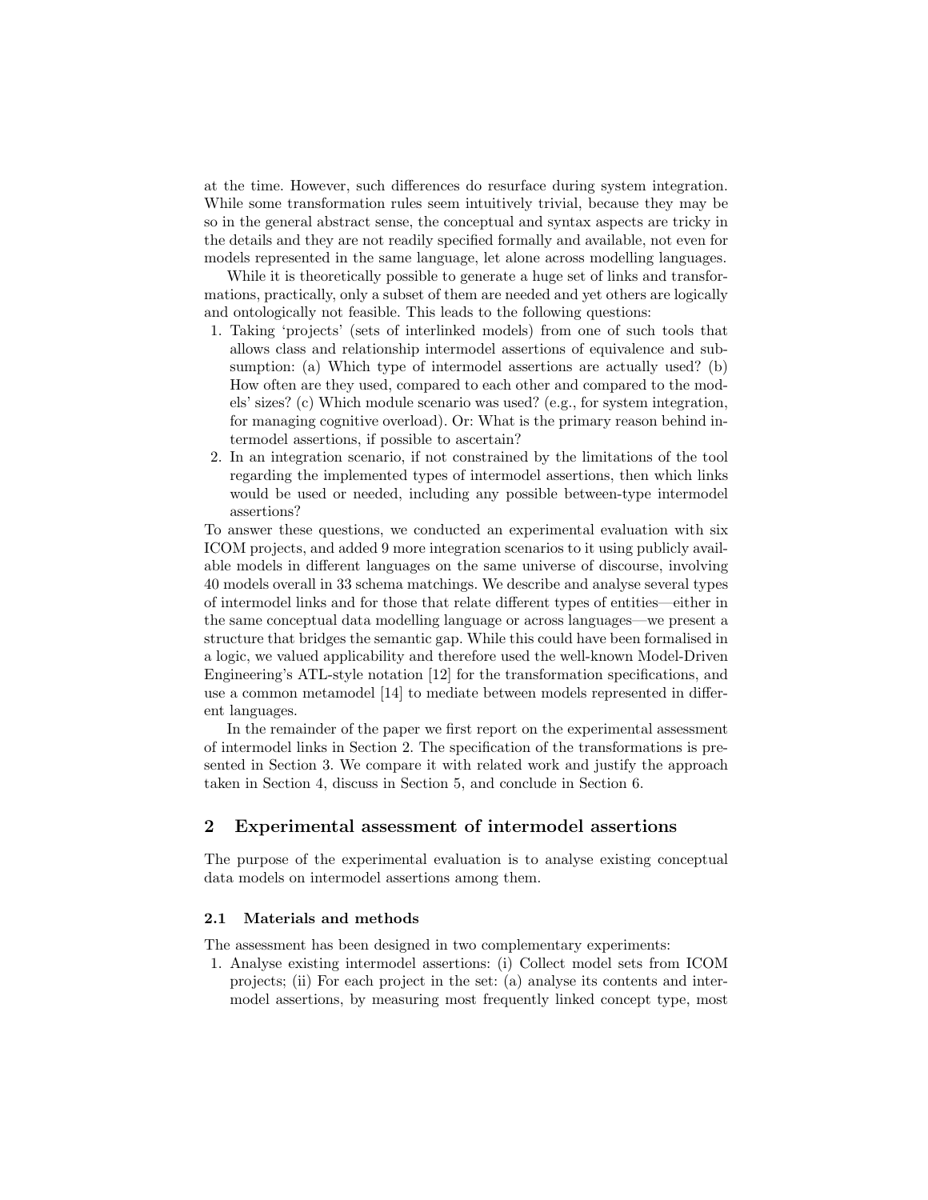at the time. However, such differences do resurface during system integration. While some transformation rules seem intuitively trivial, because they may be so in the general abstract sense, the conceptual and syntax aspects are tricky in the details and they are not readily specified formally and available, not even for models represented in the same language, let alone across modelling languages.

While it is theoretically possible to generate a huge set of links and transformations, practically, only a subset of them are needed and yet others are logically and ontologically not feasible. This leads to the following questions:

1. Taking 'projects' (sets of interlinked models) from one of such tools that allows class and relationship intermodel assertions of equivalence and subsumption: (a) Which type of intermodel assertions are actually used? (b) How often are they used, compared to each other and compared to the models' sizes? (c) Which module scenario was used? (e.g., for system integration, for managing cognitive overload). Or: What is the primary reason behind intermodel assertions, if possible to ascertain?
2. In an integration scenario, if not constrained by the limitations of the tool regarding the implemented types of intermodel assertions, then which links would be used or needed, including any possible between-type intermodel assertions?

To answer these questions, we conducted an experimental evaluation with six ICOM projects, and added 9 more integration scenarios to it using publicly available models in different languages on the same universe of discourse, involving 40 models overall in 33 schema matchings. We describe and analyse several types of intermodel links and for those that relate different types of entities—either in the same conceptual data modelling language or across languages—we present a structure that bridges the semantic gap. While this could have been formalised in a logic, we valued applicability and therefore used the well-known Model-Driven Engineering's ATL-style notation [12] for the transformation specifications, and use a common metamodel [14] to mediate between models represented in different languages.

In the remainder of the paper we first report on the experimental assessment of intermodel links in Section 2. The specification of the transformations is presented in Section 3. We compare it with related work and justify the approach taken in Section 4, discuss in Section 5, and conclude in Section 6.

## 2 Experimental assessment of intermodel assertions

The purpose of the experimental evaluation is to analyse existing conceptual data models on intermodel assertions among them.

### 2.1 Materials and methods

The assessment has been designed in two complementary experiments:

1. Analyse existing intermodel assertions: (i) Collect model sets from ICOM projects; (ii) For each project in the set: (a) analyse its contents and intermodel assertions, by measuring most frequently linked concept type, most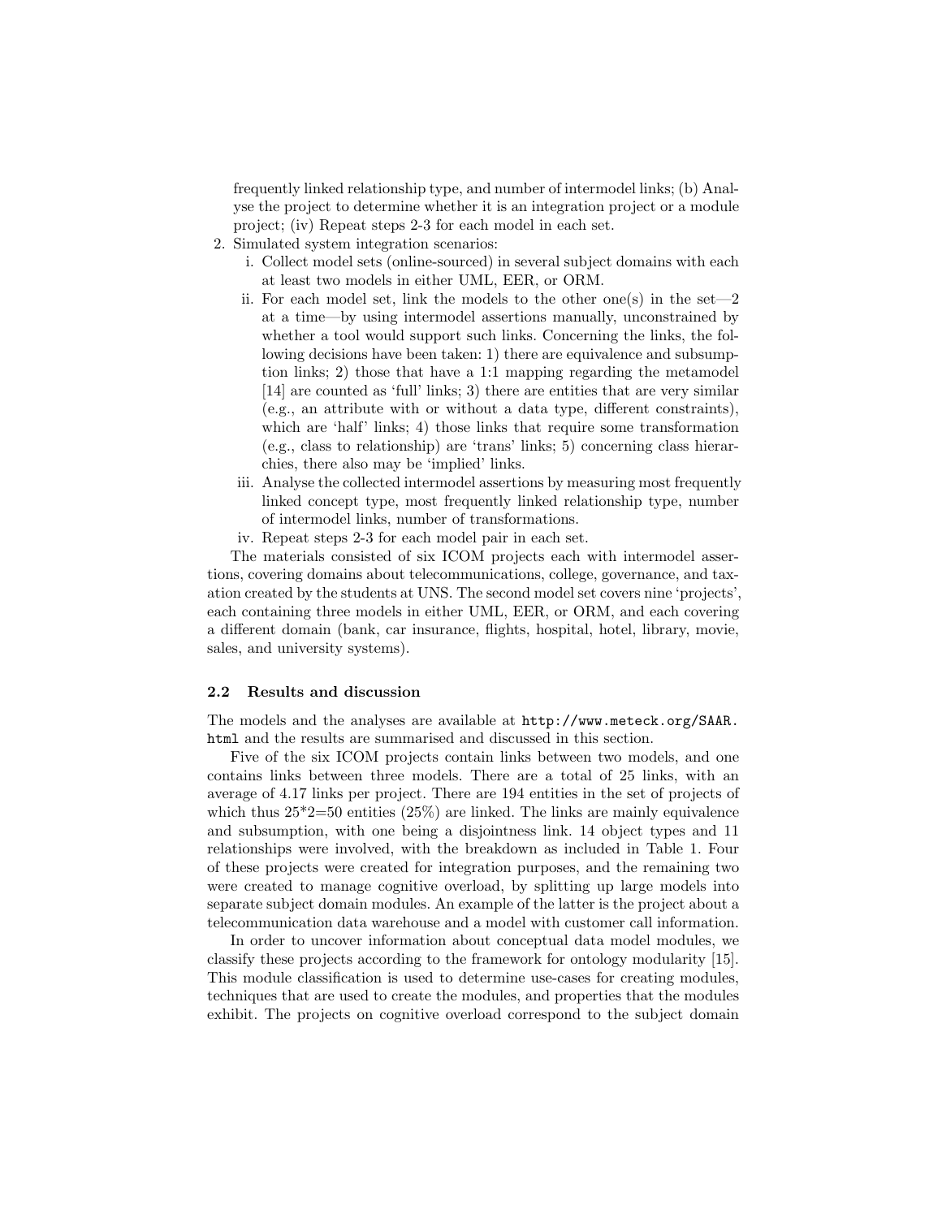frequently linked relationship type, and number of intermodel links; (b) Analyse the project to determine whether it is an integration project or a module project; (iv) Repeat steps 2-3 for each model in each set.

2. Simulated system integration scenarios:
   i. Collect model sets (online-sourced) in several subject domains with each at least two models in either UML, EER, or ORM.
   ii. For each model set, link the models to the other one(s) in the set—2 at a time—by using intermodel assertions manually, unconstrained by whether a tool would support such links. Concerning the links, the following decisions have been taken: 1) there are equivalence and subsumption links; 2) those that have a 1:1 mapping regarding the metamodel [14] are counted as 'full' links; 3) there are entities that are very similar (e.g., an attribute with or without a data type, different constraints), which are 'half' links; 4) those links that require some transformation (e.g., class to relationship) are 'trans' links; 5) concerning class hierarchies, there also may be 'implied' links.
   iii. Analyse the collected intermodel assertions by measuring most frequently linked concept type, most frequently linked relationship type, number of intermodel links, number of transformations.
   iv. Repeat steps 2-3 for each model pair in each set.

The materials consisted of six ICOM projects each with intermodel assertions, covering domains about telecommunications, college, governance, and taxation created by the students at UNS. The second model set covers nine 'projects', each containing three models in either UML, EER, or ORM, and each covering a different domain (bank, car insurance, flights, hospital, hotel, library, movie, sales, and university systems).

### 2.2 Results and discussion

The models and the analyses are available at http://www.meteck.org/SAAR.html and the results are summarised and discussed in this section.

Five of the six ICOM projects contain links between two models, and one contains links between three models. There are a total of 25 links, with an average of 4.17 links per project. There are 194 entities in the set of projects of which thus 25*2=50 entities (25%) are linked. The links are mainly equivalence and subsumption, with one being a disjointness link. 14 object types and 11 relationships were involved, with the breakdown as included in Table 1. Four of these projects were created for integration purposes, and the remaining two were created to manage cognitive overload, by splitting up large models into separate subject domain modules. An example of the latter is the project about a telecommunication data warehouse and a model with customer call information.

In order to uncover information about conceptual data model modules, we classify these projects according to the framework for ontology modularity [15]. This module classification is used to determine use-cases for creating modules, techniques that are used to create the modules, and properties that the modules exhibit. The projects on cognitive overload correspond to the subject domain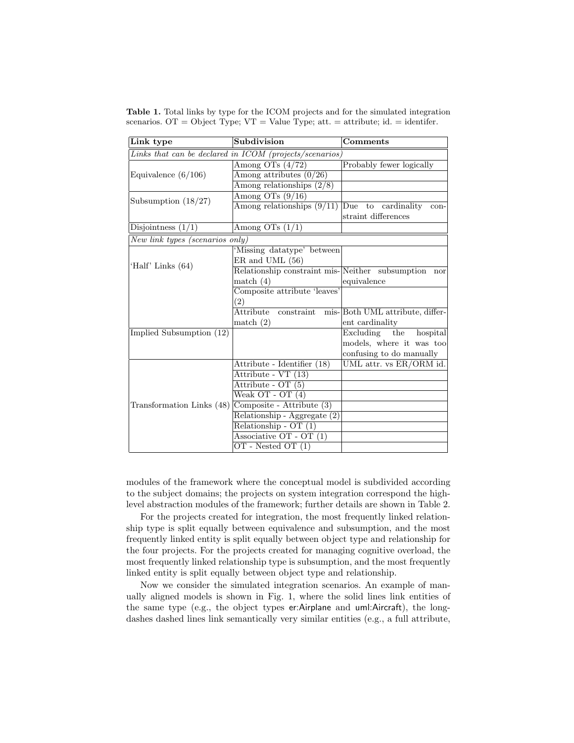**Table 1.** Total links by type for the ICOM projects and for the simulated integration scenarios. OT = Object Type; VT = Value Type; att. = attribute; id. = identifer.

| Link type | Subdivision | Comments |
|---|---|---|
| *Links that can be declared in ICOM (projects/scenarios)* | | |
| Equivalence (6/106) | Among OTs (4/72) | Probably fewer logically |
| | Among attributes (0/26) | |
| | Among relationships (2/8) | |
| Subsumption (18/27) | Among OTs (9/16) | |
| | Among relationships (9/11) | Due to cardinality constraint differences |
| Disjointness (1/1) | Among OTs (1/1) | |
| *New link types (scenarios only)* | | |
| 'Half' Links (64) | 'Missing datatype' between ER and UML (56) | |
| | Relationship constraint mismatch (4) | Neither subsumption nor equivalence |
| | Composite attribute 'leaves' (2) | |
| | Attribute constraint mismatch (2) | Both UML attribute, different cardinality |
| Implied Subsumption (12) | | Excluding the hospital models, where it was too confusing to do manually |
| Transformation Links (48) | Attribute - Identifier (18) | UML attr. vs ER/ORM id. |
| | Attribute - VT (13) | |
| | Attribute - OT (5) | |
| | Weak OT - OT (4) | |
| | Composite - Attribute (3) | |
| | Relationship - Aggregate (2) | |
| | Relationship - OT (1) | |
| | Associative OT - OT (1) | |
| | OT - Nested OT (1) | |

modules of the framework where the conceptual model is subdivided according to the subject domains; the projects on system integration correspond the high-level abstraction modules of the framework; further details are shown in Table 2.

For the projects created for integration, the most frequently linked relationship type is split equally between equivalence and subsumption, and the most frequently linked entity is split equally between object type and relationship for the four projects. For the projects created for managing cognitive overload, the most frequently linked relationship type is subsumption, and the most frequently linked entity is split equally between object type and relationship.

Now we consider the simulated integration scenarios. An example of manually aligned models is shown in Fig. 1, where the solid lines link entities of the same type (e.g., the object types er:Airplane and uml:Aircraft), the long-dashes dashed lines link semantically very similar entities (e.g., a full attribute,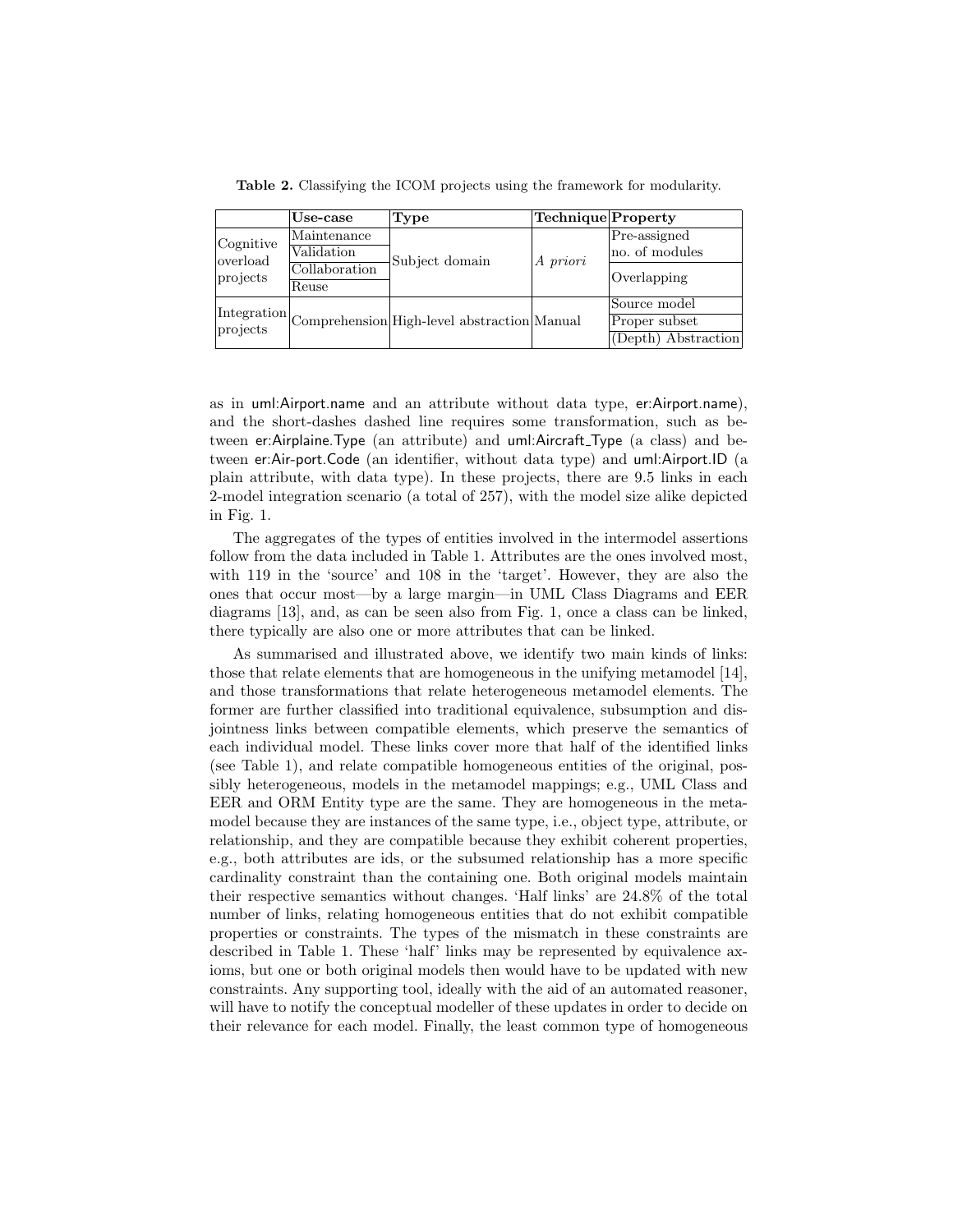**Table 2.** Classifying the ICOM projects using the framework for modularity.

| | Use-case | Type | Technique | Property |
|---|---|---|---|---|
| Cognitive overload projects | Maintenance | Subject domain | *A priori* | Pre-assigned no. of modules |
| | Validation | | | |
| | Collaboration | | | Overlapping |
| | Reuse | | | |
| Integration projects | Comprehension | High-level abstraction | Manual | Source model |
| | | | | Proper subset |
| | | | | (Depth) Abstraction |

as in uml:Airport.name and an attribute without data type, er:Airport.name), and the short-dashes dashed line requires some transformation, such as between er:Airplaine.Type (an attribute) and uml:Aircraft_Type (a class) and between er:Air-port.Code (an identifier, without data type) and uml:Airport.ID (a plain attribute, with data type). In these projects, there are 9.5 links in each 2-model integration scenario (a total of 257), with the model size alike depicted in Fig. 1.

The aggregates of the types of entities involved in the intermodel assertions follow from the data included in Table 1. Attributes are the ones involved most, with 119 in the 'source' and 108 in the 'target'. However, they are also the ones that occur most—by a large margin—in UML Class Diagrams and EER diagrams [13], and, as can be seen also from Fig. 1, once a class can be linked, there typically are also one or more attributes that can be linked.

As summarised and illustrated above, we identify two main kinds of links: those that relate elements that are homogeneous in the unifying metamodel [14], and those transformations that relate heterogeneous metamodel elements. The former are further classified into traditional equivalence, subsumption and disjointness links between compatible elements, which preserve the semantics of each individual model. These links cover more that half of the identified links (see Table 1), and relate compatible homogeneous entities of the original, possibly heterogeneous, models in the metamodel mappings; e.g., UML Class and EER and ORM Entity type are the same. They are homogeneous in the metamodel because they are instances of the same type, i.e., object type, attribute, or relationship, and they are compatible because they exhibit coherent properties, e.g., both attributes are ids, or the subsumed relationship has a more specific cardinality constraint than the containing one. Both original models maintain their respective semantics without changes. 'Half links' are 24.8% of the total number of links, relating homogeneous entities that do not exhibit compatible properties or constraints. The types of the mismatch in these constraints are described in Table 1. These 'half' links may be represented by equivalence axioms, but one or both original models then would have to be updated with new constraints. Any supporting tool, ideally with the aid of an automated reasoner, will have to notify the conceptual modeller of these updates in order to decide on their relevance for each model. Finally, the least common type of homogeneous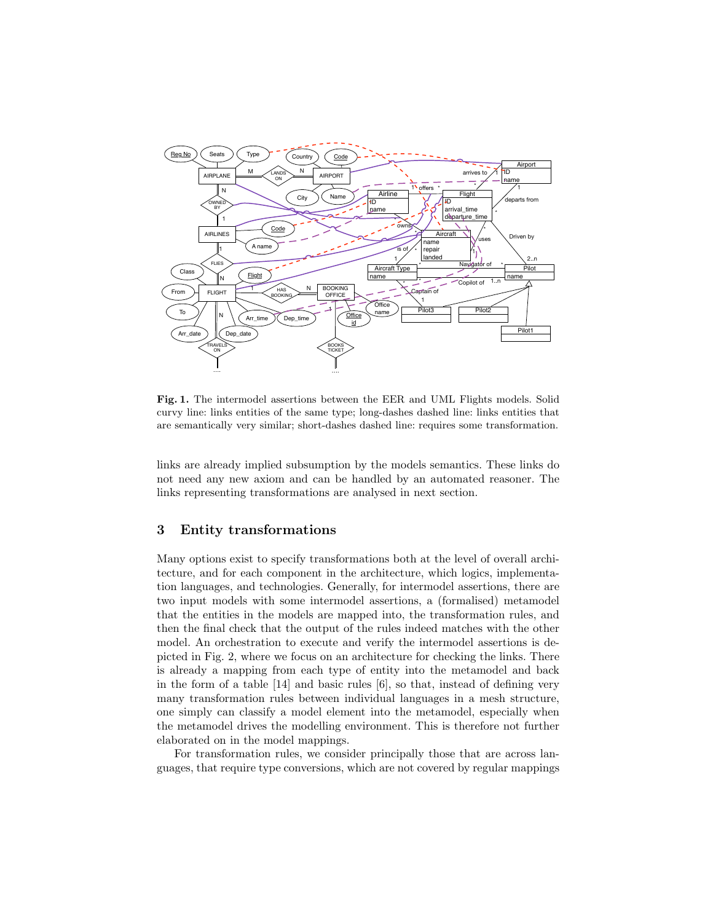**Fig. 1.** The intermodel assertions between the EER and UML Flights models. Solid curvy line: links entities of the same type; long-dashes dashed line: links entities that are semantically very similar; short-dashes dashed line: requires some transformation.

links are already implied subsumption by the models semantics. These links do not need any new axiom and can be handled by an automated reasoner. The links representing transformations are analysed in next section.

## 3 Entity transformations

Many options exist to specify transformations both at the level of overall architecture, and for each component in the architecture, which logics, implementation languages, and technologies. Generally, for intermodel assertions, there are two input models with some intermodel assertions, a (formalised) metamodel that the entities in the models are mapped into, the transformation rules, and then the final check that the output of the rules indeed matches with the other model. An orchestration to execute and verify the intermodel assertions is depicted in Fig. 2, where we focus on an architecture for checking the links. There is already a mapping from each type of entity into the metamodel and back in the form of a table [14] and basic rules [6], so that, instead of defining very many transformation rules between individual languages in a mesh structure, one simply can classify a model element into the metamodel, especially when the metamodel drives the modelling environment. This is therefore not further elaborated on in the model mappings.

For transformation rules, we consider principally those that are across languages, that require type conversions, which are not covered by regular mappings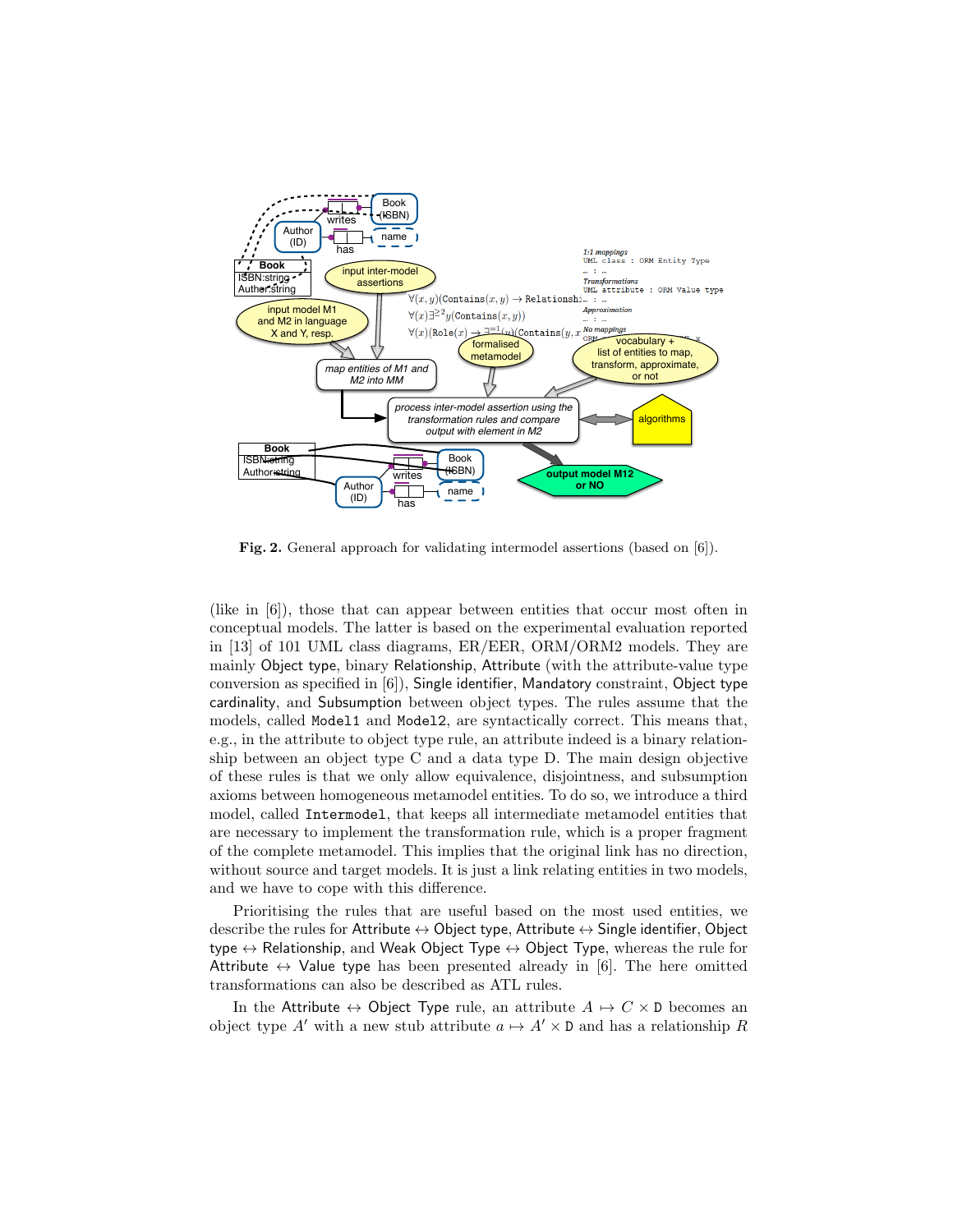**Fig. 2.** General approach for validating intermodel assertions (based on [6]).

(like in [6]), those that can appear between entities that occur most often in conceptual models. The latter is based on the experimental evaluation reported in [13] of 101 UML class diagrams, ER/EER, ORM/ORM2 models. They are mainly Object type, binary Relationship, Attribute (with the attribute-value type conversion as specified in [6]), Single identifier, Mandatory constraint, Object type cardinality, and Subsumption between object types. The rules assume that the models, called `Model1` and `Model2`, are syntactically correct. This means that, e.g., in the attribute to object type rule, an attribute indeed is a binary relationship between an object type C and a data type D. The main design objective of these rules is that we only allow equivalence, disjointness, and subsumption axioms between homogeneous metamodel entities. To do so, we introduce a third model, called `Intermodel`, that keeps all intermediate metamodel entities that are necessary to implement the transformation rule, which is a proper fragment of the complete metamodel. This implies that the original link has no direction, without source and target models. It is just a link relating entities in two models, and we have to cope with this difference.

Prioritising the rules that are useful based on the most used entities, we describe the rules for Attribute $\leftrightarrow$ Object type, Attribute $\leftrightarrow$ Single identifier, Object type $\leftrightarrow$ Relationship, and Weak Object Type $\leftrightarrow$ Object Type, whereas the rule for Attribute $\leftrightarrow$ Value type has been presented already in [6]. The here omitted transformations can also be described as ATL rules.

In the Attribute $\leftrightarrow$ Object Type rule, an attribute $A \mapsto C \times \mathtt{D}$ becomes an object type $A'$ with a new stub attribute $a \mapsto A' \times \mathtt{D}$ and has a relationship $R$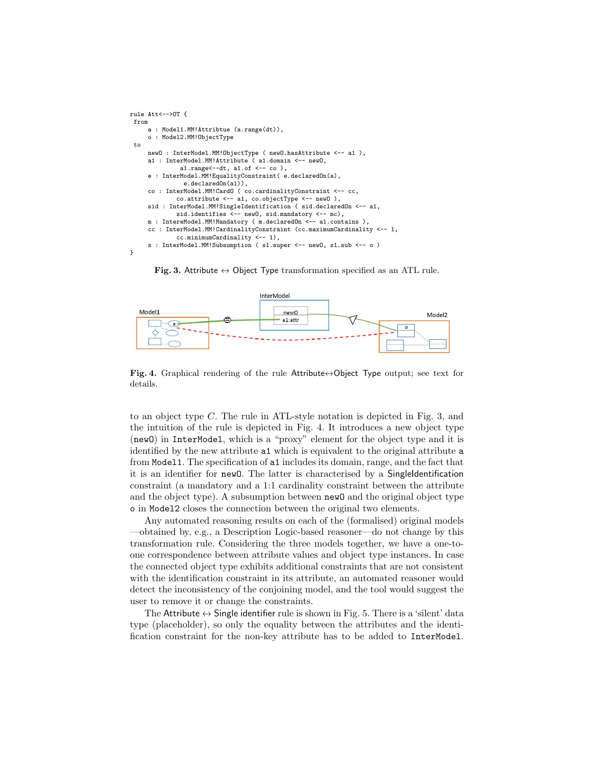```
rule Att<-->OT {
 from
     a : Model1.MM!Attribtue (a.range(dt)),
     o : Model2.MM!ObjectType
 to
     newO : InterModel.MM!ObjectType ( newO.hasAttribute <-- a1 ),
     a1 : InterModel.MM!Attribute ( a1.domain <-- newO,
              a1.range<--dt, a1.of <-- co ),
     e : InterModel.MM!EqualityConstraint( e.declaredOn(a),
              e.declaredOn(a1)),
     co : InterModel.MM!CardO ( co.cardinalityConstraint <-- cc,
              co.attribute <-- a1, co.objectType <-- newO ),
     sid : InterModel.MM!SingleIdentification ( sid.declaredOn <-- a1,
              sid.identifies <-- newO, sid.mandatory <-- mc),
     m : IntereModel.MM!Mandatory ( m.declaredOn <-- a1.contains ),
     cc : InterModel.MM!CardinalityConstraint (cc.maximumCardinality <-- 1,
              cc.minimumCardinality <-- 1),
     s : InterModel.MM!Subsumption ( s1.super <-- newO, s1.sub <-- o )
}
```

**Fig. 3.** Attribute ↔ Object Type transformation specified as an ATL rule.

**Fig. 4.** Graphical rendering of the rule Attribute↔Object Type output; see text for details.

to an object type $C$. The rule in ATL-style notation is depicted in Fig. 3, and the intuition of the rule is depicted in Fig. 4. It introduces a new object type (`newO`) in `InterModel`, which is a "proxy" element for the object type and it is identified by the new attribute `a1` which is equivalent to the original attribute `a` from `Model1`. The specification of `a1` includes its domain, range, and the fact that it is an identifier for `newO`. The latter is characterised by a SingleIdentification constraint (a mandatory and a 1:1 cardinality constraint between the attribute and the object type). A subsumption between `newO` and the original object type `o` in `Model2` closes the connection between the original two elements.

Any automated reasoning results on each of the (formalised) original models —obtained by, e.g., a Description Logic-based reasoner—do not change by this transformation rule. Considering the three models together, we have a one-to-one correspondence between attribute values and object type instances. In case the connected object type exhibits additional constraints that are not consistent with the identification constraint in its attribute, an automated reasoner would detect the inconsistency of the conjoining model, and the tool would suggest the user to remove it or change the constraints.

The Attribute ↔ Single identifier rule is shown in Fig. 5. There is a 'silent' data type (placeholder), so only the equality between the attributes and the identification constraint for the non-key attribute has to be added to `InterModel`.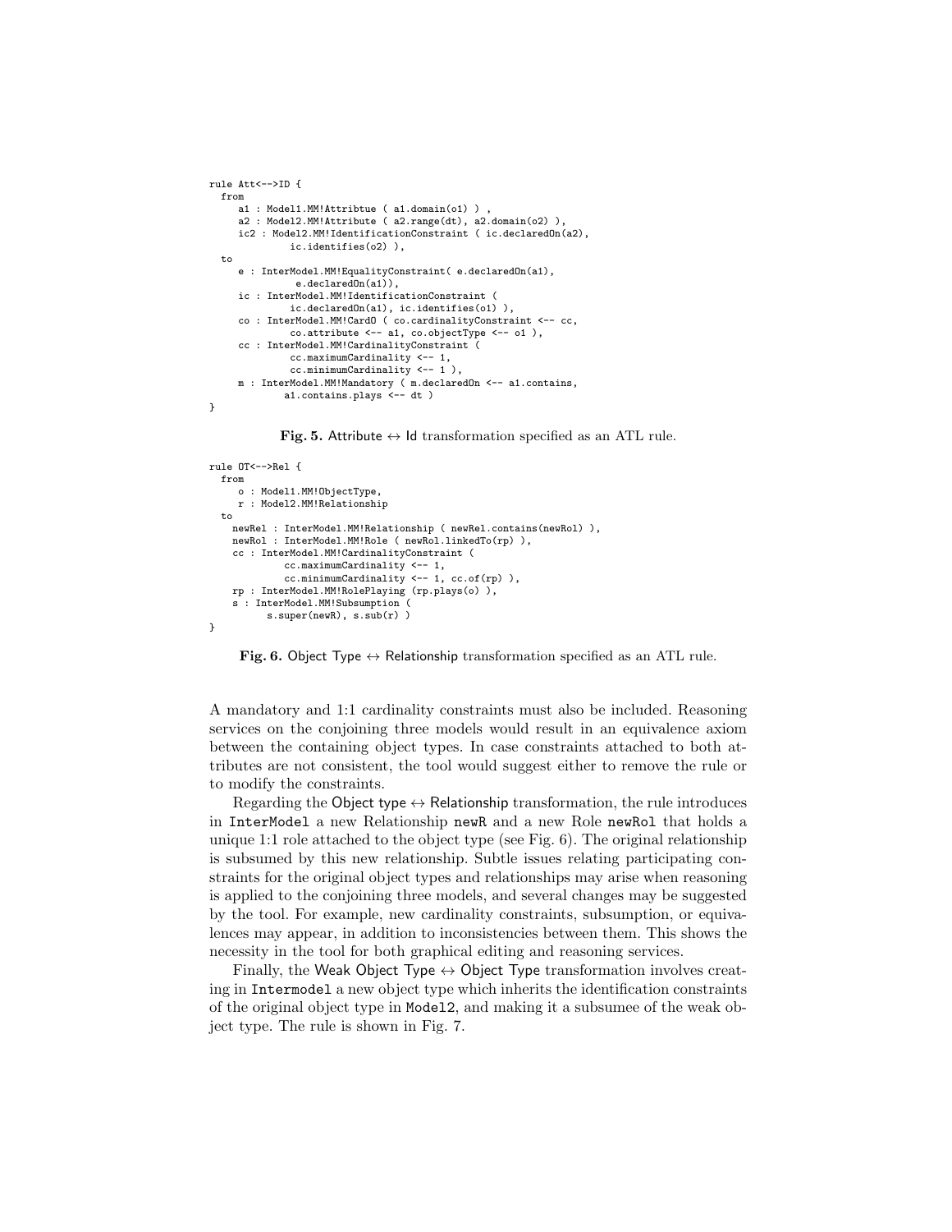```
rule Att<-->ID {
  from
     a1 : Model1.MM!Attribtue ( a1.domain(o1) ) ,
     a2 : Model2.MM!Attribute ( a2.range(dt), a2.domain(o2) ),
     ic2 : Model2.MM!IdentificationConstraint ( ic.declaredOn(a2),
             ic.identifies(o2) ),
  to
     e : InterModel.MM!EqualityConstraint( e.declaredOn(a1),
              e.declaredOn(a1)),
     ic : InterModel.MM!IdentificationConstraint (
             ic.declaredOn(a1), ic.identifies(o1) ),
     co : InterModel.MM!CardO ( co.cardinalityConstraint <-- cc,
             co.attribute <-- a1, co.objectType <-- o1 ),
     cc : InterModel.MM!CardinalityConstraint (
             cc.maximumCardinality <-- 1,
             cc.minimumCardinality <-- 1 ),
     m : InterModel.MM!Mandatory ( m.declaredOn <-- a1.contains,
            a1.contains.plays <-- dt )
}
```

**Fig. 5.** Attribute ↔ Id transformation specified as an ATL rule.

```
rule OT<-->Rel {
  from
     o : Model1.MM!ObjectType,
     r : Model2.MM!Relationship
  to
    newRel : InterModel.MM!Relationship ( newRel.contains(newRol) ),
    newRol : InterModel.MM!Role ( newRol.linkedTo(rp) ),
    cc : InterModel.MM!CardinalityConstraint (
            cc.maximumCardinality <-- 1,
            cc.minimumCardinality <-- 1, cc.of(rp) ),
    rp : InterModel.MM!RolePlaying (rp.plays(o) ),
    s : InterModel.MM!Subsumption (
          s.super(newR), s.sub(r) )
}
```

**Fig. 6.** Object Type ↔ Relationship transformation specified as an ATL rule.

A mandatory and 1:1 cardinality constraints must also be included. Reasoning services on the conjoining three models would result in an equivalence axiom between the containing object types. In case constraints attached to both attributes are not consistent, the tool would suggest either to remove the rule or to modify the constraints.

Regarding the Object type ↔ Relationship transformation, the rule introduces in `InterModel` a new Relationship **newR** and a new Role **newRol** that holds a unique 1:1 role attached to the object type (see Fig. 6). The original relationship is subsumed by this new relationship. Subtle issues relating participating constraints for the original object types and relationships may arise when reasoning is applied to the conjoining three models, and several changes may be suggested by the tool. For example, new cardinality constraints, subsumption, or equivalences may appear, in addition to inconsistencies between them. This shows the necessity in the tool for both graphical editing and reasoning services.

Finally, the Weak Object Type ↔ Object Type transformation involves creating in `Intermodel` a new object type which inherits the identification constraints of the original object type in `Model2`, and making it a subsumee of the weak object type. The rule is shown in Fig. 7.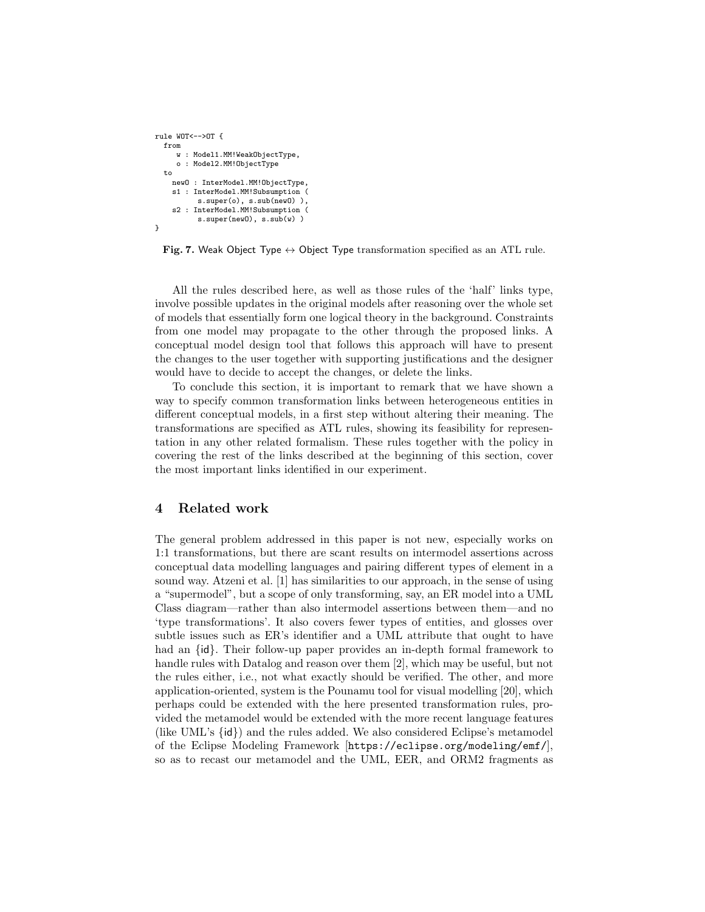```
rule WOT<-->OT {
  from
     w : Model1.MM!WeakObjectType,
     o : Model2.MM!ObjectType
  to
    newO : InterModel.MM!ObjectType,
    s1 : InterModel.MM!Subsumption (
          s.super(o), s.sub(newO) ),
    s2 : InterModel.MM!Subsumption (
          s.super(newO), s.sub(w) )
}
```

**Fig. 7.** Weak Object Type ↔ Object Type transformation specified as an ATL rule.

All the rules described here, as well as those rules of the 'half' links type, involve possible updates in the original models after reasoning over the whole set of models that essentially form one logical theory in the background. Constraints from one model may propagate to the other through the proposed links. A conceptual model design tool that follows this approach will have to present the changes to the user together with supporting justifications and the designer would have to decide to accept the changes, or delete the links.

To conclude this section, it is important to remark that we have shown a way to specify common transformation links between heterogeneous entities in different conceptual models, in a first step without altering their meaning. The transformations are specified as ATL rules, showing its feasibility for representation in any other related formalism. These rules together with the policy in covering the rest of the links described at the beginning of this section, cover the most important links identified in our experiment.

## 4 Related work

The general problem addressed in this paper is not new, especially works on 1:1 transformations, but there are scant results on intermodel assertions across conceptual data modelling languages and pairing different types of element in a sound way. Atzeni et al. [1] has similarities to our approach, in the sense of using a "supermodel", but a scope of only transforming, say, an ER model into a UML Class diagram—rather than also intermodel assertions between them—and no 'type transformations'. It also covers fewer types of entities, and glosses over subtle issues such as ER's identifier and a UML attribute that ought to have had an {id}. Their follow-up paper provides an in-depth formal framework to handle rules with Datalog and reason over them [2], which may be useful, but not the rules either, i.e., not what exactly should be verified. The other, and more application-oriented, system is the Pounamu tool for visual modelling [20], which perhaps could be extended with the here presented transformation rules, provided the metamodel would be extended with the more recent language features (like UML's {id}) and the rules added. We also considered Eclipse's metamodel of the Eclipse Modeling Framework [https://eclipse.org/modeling/emf/], so as to recast our metamodel and the UML, EER, and ORM2 fragments as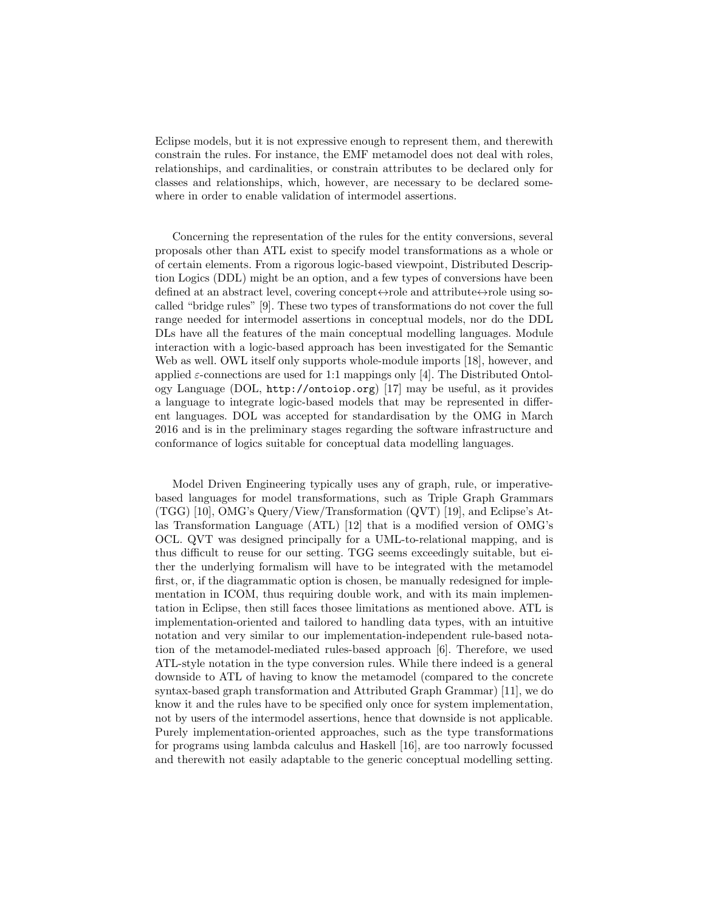Eclipse models, but it is not expressive enough to represent them, and therewith constrain the rules. For instance, the EMF metamodel does not deal with roles, relationships, and cardinalities, or constrain attributes to be declared only for classes and relationships, which, however, are necessary to be declared somewhere in order to enable validation of intermodel assertions.

Concerning the representation of the rules for the entity conversions, several proposals other than ATL exist to specify model transformations as a whole or of certain elements. From a rigorous logic-based viewpoint, Distributed Description Logics (DDL) might be an option, and a few types of conversions have been defined at an abstract level, covering concept↔role and attribute↔role using so-called "bridge rules" [9]. These two types of transformations do not cover the full range needed for intermodel assertions in conceptual models, nor do the DDL DLs have all the features of the main conceptual modelling languages. Module interaction with a logic-based approach has been investigated for the Semantic Web as well. OWL itself only supports whole-module imports [18], however, and applied $\varepsilon$-connections are used for 1:1 mappings only [4]. The Distributed Ontology Language (DOL, `http://ontoiop.org`) [17] may be useful, as it provides a language to integrate logic-based models that may be represented in different languages. DOL was accepted for standardisation by the OMG in March 2016 and is in the preliminary stages regarding the software infrastructure and conformance of logics suitable for conceptual data modelling languages.

Model Driven Engineering typically uses any of graph, rule, or imperative-based languages for model transformations, such as Triple Graph Grammars (TGG) [10], OMG's Query/View/Transformation (QVT) [19], and Eclipse's Atlas Transformation Language (ATL) [12] that is a modified version of OMG's OCL. QVT was designed principally for a UML-to-relational mapping, and is thus difficult to reuse for our setting. TGG seems exceedingly suitable, but either the underlying formalism will have to be integrated with the metamodel first, or, if the diagrammatic option is chosen, be manually redesigned for implementation in ICOM, thus requiring double work, and with its main implementation in Eclipse, then still faces thosee limitations as mentioned above. ATL is implementation-oriented and tailored to handling data types, with an intuitive notation and very similar to our implementation-independent rule-based notation of the metamodel-mediated rules-based approach [6]. Therefore, we used ATL-style notation in the type conversion rules. While there indeed is a general downside to ATL of having to know the metamodel (compared to the concrete syntax-based graph transformation and Attributed Graph Grammar) [11], we do know it and the rules have to be specified only once for system implementation, not by users of the intermodel assertions, hence that downside is not applicable. Purely implementation-oriented approaches, such as the type transformations for programs using lambda calculus and Haskell [16], are too narrowly focussed and therewith not easily adaptable to the generic conceptual modelling setting.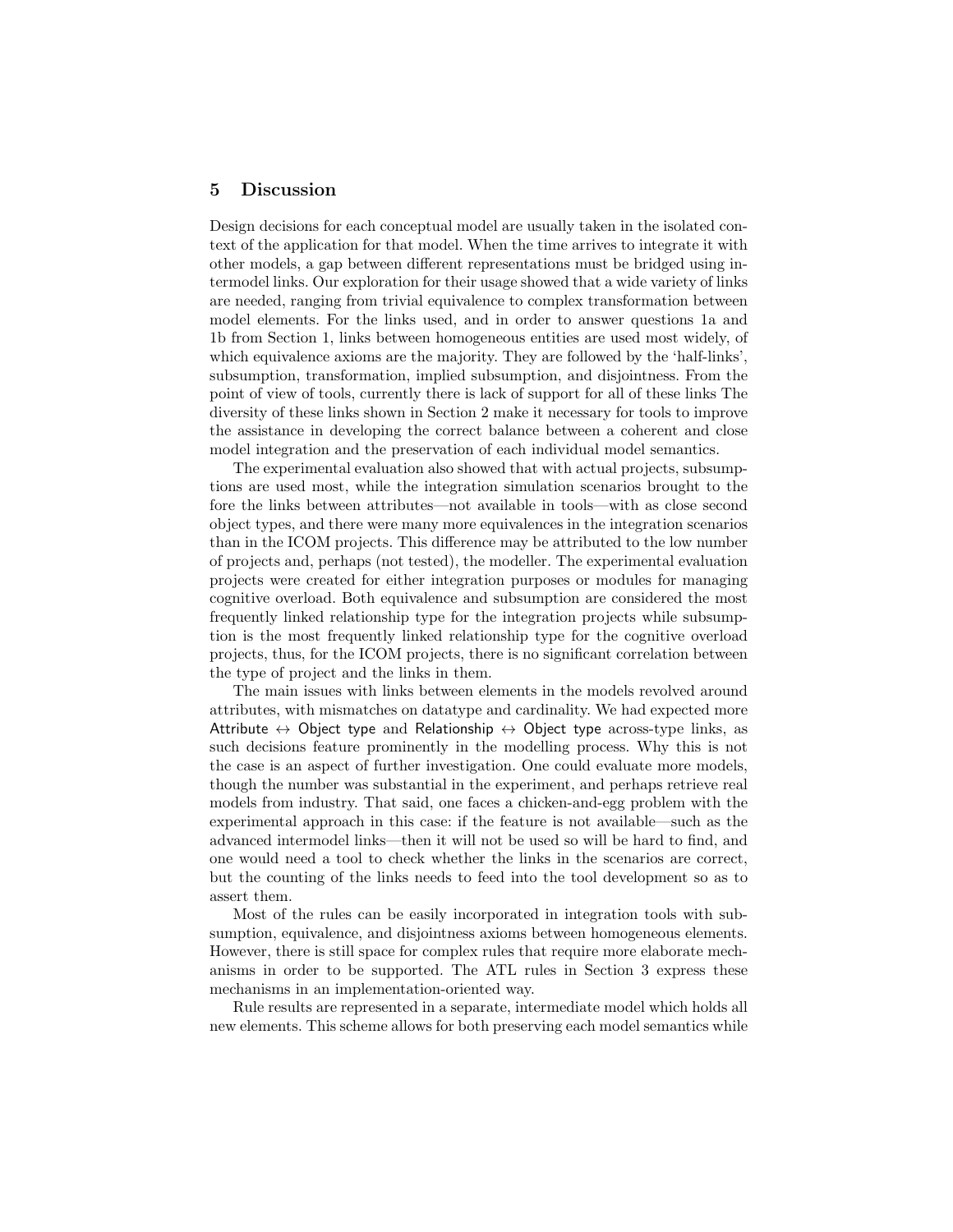## 5 Discussion

Design decisions for each conceptual model are usually taken in the isolated context of the application for that model. When the time arrives to integrate it with other models, a gap between different representations must be bridged using intermodel links. Our exploration for their usage showed that a wide variety of links are needed, ranging from trivial equivalence to complex transformation between model elements. For the links used, and in order to answer questions 1a and 1b from Section 1, links between homogeneous entities are used most widely, of which equivalence axioms are the majority. They are followed by the 'half-links', subsumption, transformation, implied subsumption, and disjointness. From the point of view of tools, currently there is lack of support for all of these links The diversity of these links shown in Section 2 make it necessary for tools to improve the assistance in developing the correct balance between a coherent and close model integration and the preservation of each individual model semantics.

The experimental evaluation also showed that with actual projects, subsumptions are used most, while the integration simulation scenarios brought to the fore the links between attributes—not available in tools—with as close second object types, and there were many more equivalences in the integration scenarios than in the ICOM projects. This difference may be attributed to the low number of projects and, perhaps (not tested), the modeller. The experimental evaluation projects were created for either integration purposes or modules for managing cognitive overload. Both equivalence and subsumption are considered the most frequently linked relationship type for the integration projects while subsumption is the most frequently linked relationship type for the cognitive overload projects, thus, for the ICOM projects, there is no significant correlation between the type of project and the links in them.

The main issues with links between elements in the models revolved around attributes, with mismatches on datatype and cardinality. We had expected more Attribute $\leftrightarrow$ Object type and Relationship $\leftrightarrow$ Object type across-type links, as such decisions feature prominently in the modelling process. Why this is not the case is an aspect of further investigation. One could evaluate more models, though the number was substantial in the experiment, and perhaps retrieve real models from industry. That said, one faces a chicken-and-egg problem with the experimental approach in this case: if the feature is not available—such as the advanced intermodel links—then it will not be used so will be hard to find, and one would need a tool to check whether the links in the scenarios are correct, but the counting of the links needs to feed into the tool development so as to assert them.

Most of the rules can be easily incorporated in integration tools with subsumption, equivalence, and disjointness axioms between homogeneous elements. However, there is still space for complex rules that require more elaborate mechanisms in order to be supported. The ATL rules in Section 3 express these mechanisms in an implementation-oriented way.

Rule results are represented in a separate, intermediate model which holds all new elements. This scheme allows for both preserving each model semantics while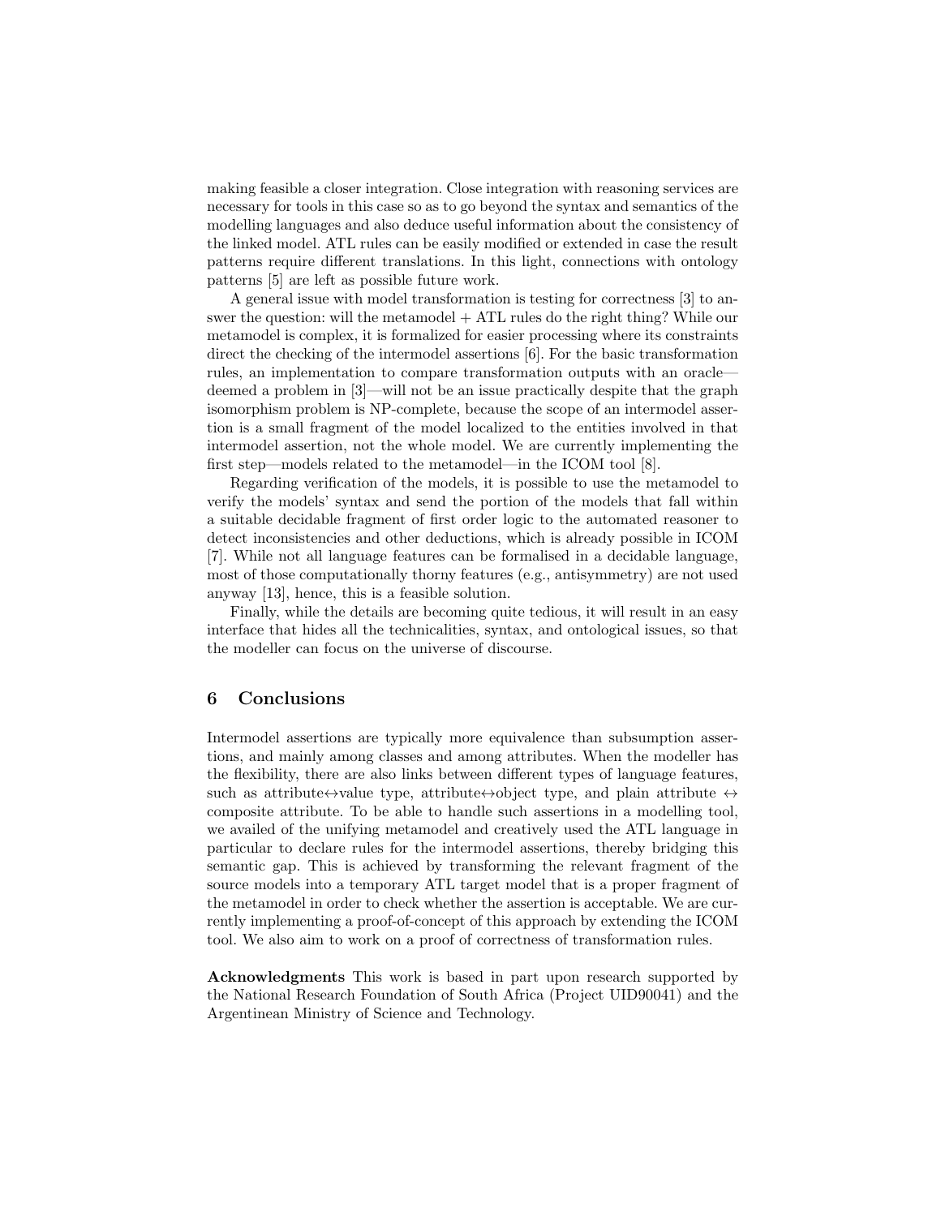making feasible a closer integration. Close integration with reasoning services are necessary for tools in this case so as to go beyond the syntax and semantics of the modelling languages and also deduce useful information about the consistency of the linked model. ATL rules can be easily modified or extended in case the result patterns require different translations. In this light, connections with ontology patterns [5] are left as possible future work.

A general issue with model transformation is testing for correctness [3] to answer the question: will the metamodel + ATL rules do the right thing? While our metamodel is complex, it is formalized for easier processing where its constraints direct the checking of the intermodel assertions [6]. For the basic transformation rules, an implementation to compare transformation outputs with an oracle—deemed a problem in [3]—will not be an issue practically despite that the graph isomorphism problem is NP-complete, because the scope of an intermodel assertion is a small fragment of the model localized to the entities involved in that intermodel assertion, not the whole model. We are currently implementing the first step—models related to the metamodel—in the ICOM tool [8].

Regarding verification of the models, it is possible to use the metamodel to verify the models' syntax and send the portion of the models that fall within a suitable decidable fragment of first order logic to the automated reasoner to detect inconsistencies and other deductions, which is already possible in ICOM [7]. While not all language features can be formalised in a decidable language, most of those computationally thorny features (e.g., antisymmetry) are not used anyway [13], hence, this is a feasible solution.

Finally, while the details are becoming quite tedious, it will result in an easy interface that hides all the technicalities, syntax, and ontological issues, so that the modeller can focus on the universe of discourse.

## 6 Conclusions

Intermodel assertions are typically more equivalence than subsumption assertions, and mainly among classes and among attributes. When the modeller has the flexibility, there are also links between different types of language features, such as attribute↔value type, attribute↔object type, and plain attribute ↔ composite attribute. To be able to handle such assertions in a modelling tool, we availed of the unifying metamodel and creatively used the ATL language in particular to declare rules for the intermodel assertions, thereby bridging this semantic gap. This is achieved by transforming the relevant fragment of the source models into a temporary ATL target model that is a proper fragment of the metamodel in order to check whether the assertion is acceptable. We are currently implementing a proof-of-concept of this approach by extending the ICOM tool. We also aim to work on a proof of correctness of transformation rules.

**Acknowledgments** This work is based in part upon research supported by the National Research Foundation of South Africa (Project UID90041) and the Argentinean Ministry of Science and Technology.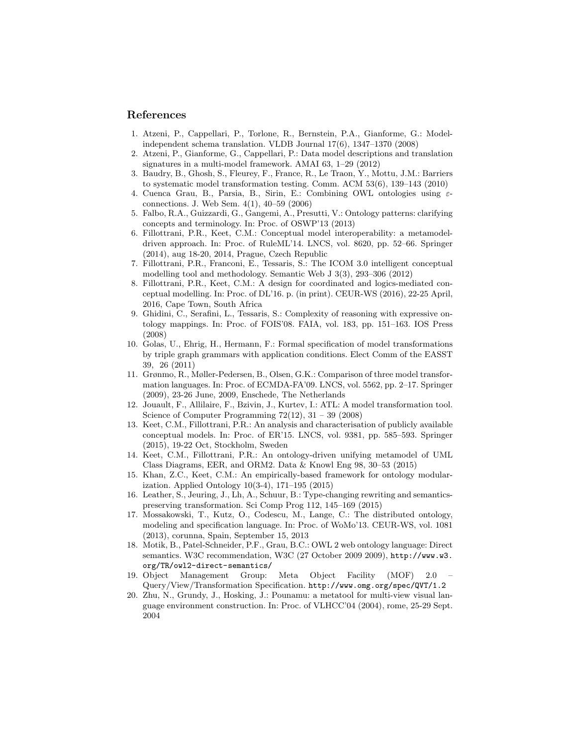## References

1. Atzeni, P., Cappellari, P., Torlone, R., Bernstein, P.A., Gianforme, G.: Model-independent schema translation. VLDB Journal 17(6), 1347–1370 (2008)
2. Atzeni, P., Gianforme, G., Cappellari, P.: Data model descriptions and translation signatures in a multi-model framework. AMAI 63, 1–29 (2012)
3. Baudry, B., Ghosh, S., Fleurey, F., France, R., Le Traon, Y., Mottu, J.M.: Barriers to systematic model transformation testing. Comm. ACM 53(6), 139–143 (2010)
4. Cuenca Grau, B., Parsia, B., Sirin, E.: Combining OWL ontologies using $\varepsilon$-connections. J. Web Sem. 4(1), 40–59 (2006)
5. Falbo, R.A., Guizzardi, G., Gangemi, A., Presutti, V.: Ontology patterns: clarifying concepts and terminology. In: Proc. of OSWP'13 (2013)
6. Fillottrani, P.R., Keet, C.M.: Conceptual model interoperability: a metamodel-driven approach. In: Proc. of RuleML'14. LNCS, vol. 8620, pp. 52–66. Springer (2014), aug 18-20, 2014, Prague, Czech Republic
7. Fillottrani, P.R., Franconi, E., Tessaris, S.: The ICOM 3.0 intelligent conceptual modelling tool and methodology. Semantic Web J 3(3), 293–306 (2012)
8. Fillottrani, P.R., Keet, C.M.: A design for coordinated and logics-mediated conceptual modelling. In: Proc. of DL'16. p. (in print). CEUR-WS (2016), 22-25 April, 2016, Cape Town, South Africa
9. Ghidini, C., Serafini, L., Tessaris, S.: Complexity of reasoning with expressive ontology mappings. In: Proc. of FOIS'08. FAIA, vol. 183, pp. 151–163. IOS Press (2008)
10. Golas, U., Ehrig, H., Hermann, F.: Formal specification of model transformations by triple graph grammars with application conditions. Elect Comm of the EASST 39, 26 (2011)
11. Grønmo, R., Møller-Pedersen, B., Olsen, G.K.: Comparison of three model transformation languages. In: Proc. of ECMDA-FA'09. LNCS, vol. 5562, pp. 2–17. Springer (2009), 23-26 June, 2009, Enschede, The Netherlands
12. Jouault, F., Allilaire, F., Bzivin, J., Kurtev, I.: ATL: A model transformation tool. Science of Computer Programming 72(12), 31 – 39 (2008)
13. Keet, C.M., Fillottrani, P.R.: An analysis and characterisation of publicly available conceptual models. In: Proc. of ER'15. LNCS, vol. 9381, pp. 585–593. Springer (2015), 19-22 Oct, Stockholm, Sweden
14. Keet, C.M., Fillottrani, P.R.: An ontology-driven unifying metamodel of UML Class Diagrams, EER, and ORM2. Data & Knowl Eng 98, 30–53 (2015)
15. Khan, Z.C., Keet, C.M.: An empirically-based framework for ontology modularization. Applied Ontology 10(3-4), 171–195 (2015)
16. Leather, S., Jeuring, J., Lh, A., Schuur, B.: Type-changing rewriting and semantics-preserving transformation. Sci Comp Prog 112, 145–169 (2015)
17. Mossakowski, T., Kutz, O., Codescu, M., Lange, C.: The distributed ontology, modeling and specification language. In: Proc. of WoMo'13. CEUR-WS, vol. 1081 (2013), corunna, Spain, September 15, 2013
18. Motik, B., Patel-Schneider, P.F., Grau, B.C.: OWL 2 web ontology language: Direct semantics. W3C recommendation, W3C (27 October 2009 2009), http://www.w3.org/TR/owl2-direct-semantics/
19. Object Management Group: Meta Object Facility (MOF) 2.0 – Query/View/Transformation Specification. http://www.omg.org/spec/QVT/1.2
20. Zhu, N., Grundy, J., Hosking, J.: Pounamu: a metatool for multi-view visual language environment construction. In: Proc. of VLHCC'04 (2004), rome, 25-29 Sept. 2004